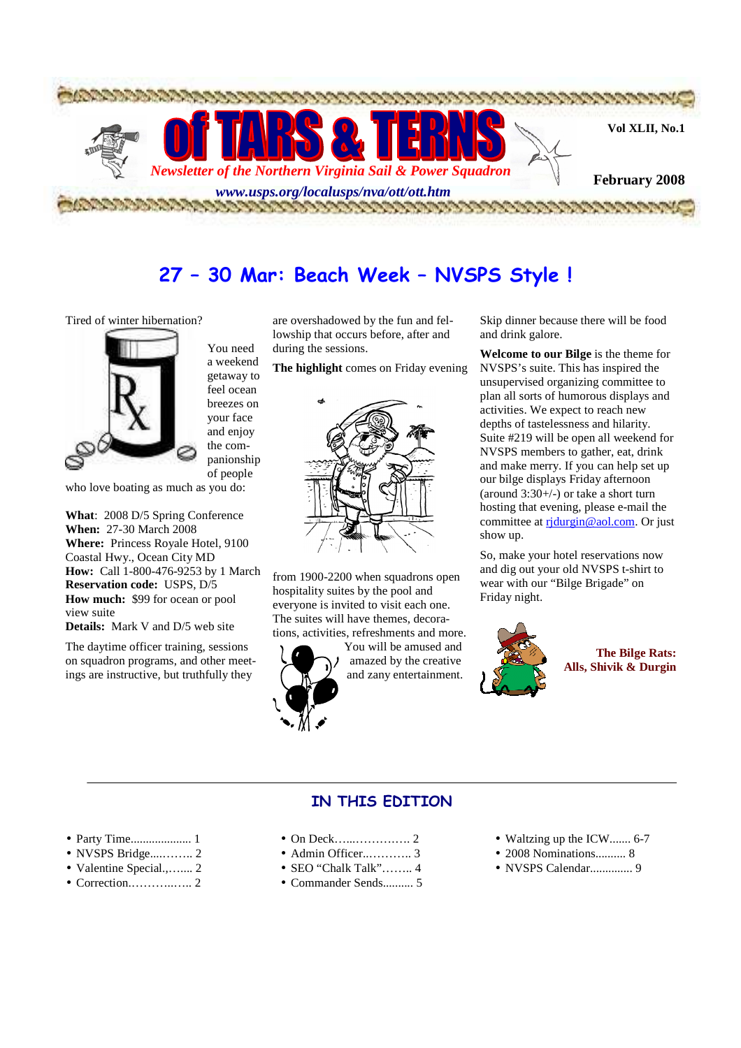# of TARS & TERNS

*Newsletter of the Northern Virginia Sail & Power Squadron*

***www.usps.org/localusps/nva/ott/ott.htm***

**Vol XLII, No.1**

**February 2008**

## 27 – 30 Mar: Beach Week – NVSPS Style !

Tired of winter hibernation? You need a weekend getaway to feel ocean breezes on your face and enjoy the companionship of people who love boating as much as you do:

**What**: 2008 D/5 Spring Conference
**When:** 27-30 March 2008
**Where:** Princess Royale Hotel, 9100 Coastal Hwy., Ocean City MD
**How:** Call 1-800-476-9253 by 1 March
**Reservation code:** USPS, D/5
**How much:** $99 for ocean or pool view suite
**Details:** Mark V and D/5 web site

The daytime officer training, sessions on squadron programs, and other meetings are instructive, but truthfully they are overshadowed by the fun and fellowship that occurs before, after and during the sessions.

**The highlight** comes on Friday evening from 1900-2200 when squadrons open hospitality suites by the pool and everyone is invited to visit each one. The suites will have themes, decorations, activities, refreshments and more. You will be amused and amazed by the creative and zany entertainment.

Skip dinner because there will be food and drink galore.

**Welcome to our Bilge** is the theme for NVSPS's suite. This has inspired the unsupervised organizing committee to plan all sorts of humorous displays and activities. We expect to reach new depths of tastelessness and hilarity. Suite #219 will be open all weekend for NVSPS members to gather, eat, drink and make merry. If you can help set up our bilge displays Friday afternoon (around 3:30+/-) or take a short turn hosting that evening, please e-mail the committee at rjdurgin@aol.com. Or just show up.

So, make your hotel reservations now and dig out your old NVSPS t-shirt to wear with our "Bilge Brigade" on Friday night.

**The Bilge Rats: Alls, Shivik & Durgin**

## IN THIS EDITION

- Party Time.................... 1
- NVSPS Bridge....…….. 2
- Valentine Special.,…..... 2
- Correction.……….….... 2
- On Deck…...…………. 2
- Admin Officer..……….. 3
- SEO "Chalk Talk"…….. 4
- Commander Sends.......... 5
- Waltzing up the ICW....... 6-7
- 2008 Nominations.......... 8
- NVSPS Calendar.............. 9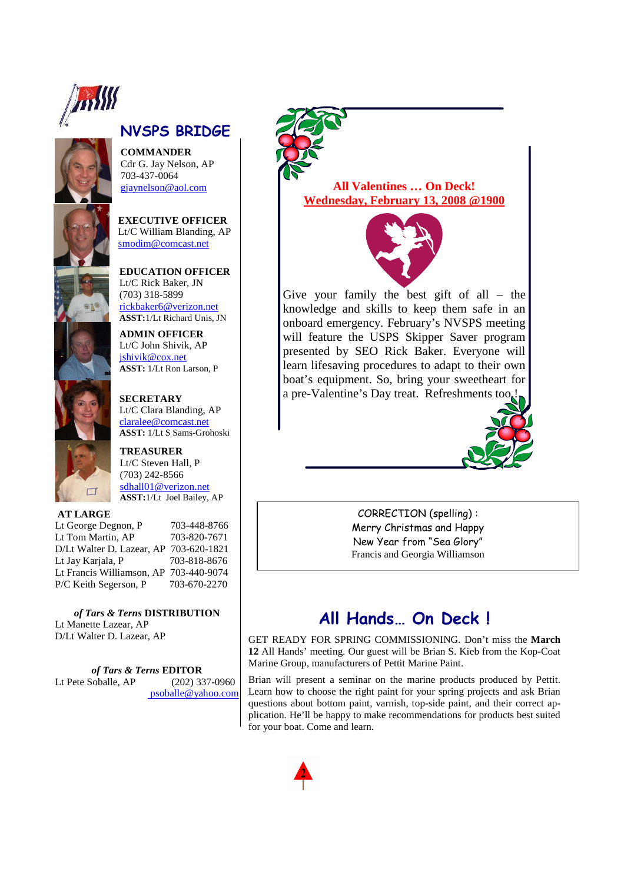## NVSPS BRIDGE

**COMMANDER**
Cdr G. Jay Nelson, AP
703-437-0064
gjaynelson@aol.com

**EXECUTIVE OFFICER**
Lt/C William Blanding, AP
smodim@comcast.net

**EDUCATION OFFICER**
Lt/C Rick Baker, JN
(703) 318-5899
rickbaker6@verizon.net
**ASST:**1/Lt Richard Unis, JN

**ADMIN OFFICER**
Lt/C John Shivik, AP
jshivik@cox.net
**ASST:** 1/Lt Ron Larson, P

**SECRETARY**
Lt/C Clara Blanding, AP
claralee@comcast.net
**ASST:** 1/Lt S Sams-Grohoski

**TREASURER**
Lt/C Steven Hall, P
(703) 242-8566
sdhall01@verizon.net
**ASST:**1/Lt Joel Bailey, AP

**AT LARGE**

| | |
|---|---|
| Lt George Degnon, P | 703-448-8766 |
| Lt Tom Martin, AP | 703-820-7671 |
| D/Lt Walter D. Lazear, AP | 703-620-1821 |
| Lt Jay Karjala, P | 703-818-8676 |
| Lt Francis Williamson, AP | 703-440-9074 |
| P/C Keith Segerson, P | 703-670-2270 |

***of Tars & Terns* DISTRIBUTION**
Lt Manette Lazear, AP
D/Lt Walter D. Lazear, AP

***of Tars & Terns* EDITOR**
Lt Pete Soballe, AP (202) 337-0960
psoballe@yahoo.com

**All Valentines … On Deck!**
**Wednesday, February 13, 2008 @1900**

Give your family the best gift of all – the knowledge and skills to keep them safe in an onboard emergency. February's NVSPS meeting will feature the USPS Skipper Saver program presented by SEO Rick Baker. Everyone will learn lifesaving procedures to adapt to their own boat's equipment. So, bring your sweetheart for a pre-Valentine's Day treat. Refreshments too.!

CORRECTION (spelling) :
Merry Christmas and Happy
New Year from "Sea Glory"
Francis and Georgia Williamson

## All Hands… On Deck !

GET READY FOR SPRING COMMISSIONING. Don't miss the **March 12** All Hands' meeting. Our guest will be Brian S. Kieb from the Kop-Coat Marine Group, manufacturers of Pettit Marine Paint.

Brian will present a seminar on the marine products produced by Pettit. Learn how to choose the right paint for your spring projects and ask Brian questions about bottom paint, varnish, top-side paint, and their correct application. He'll be happy to make recommendations for products best suited for your boat. Come and learn.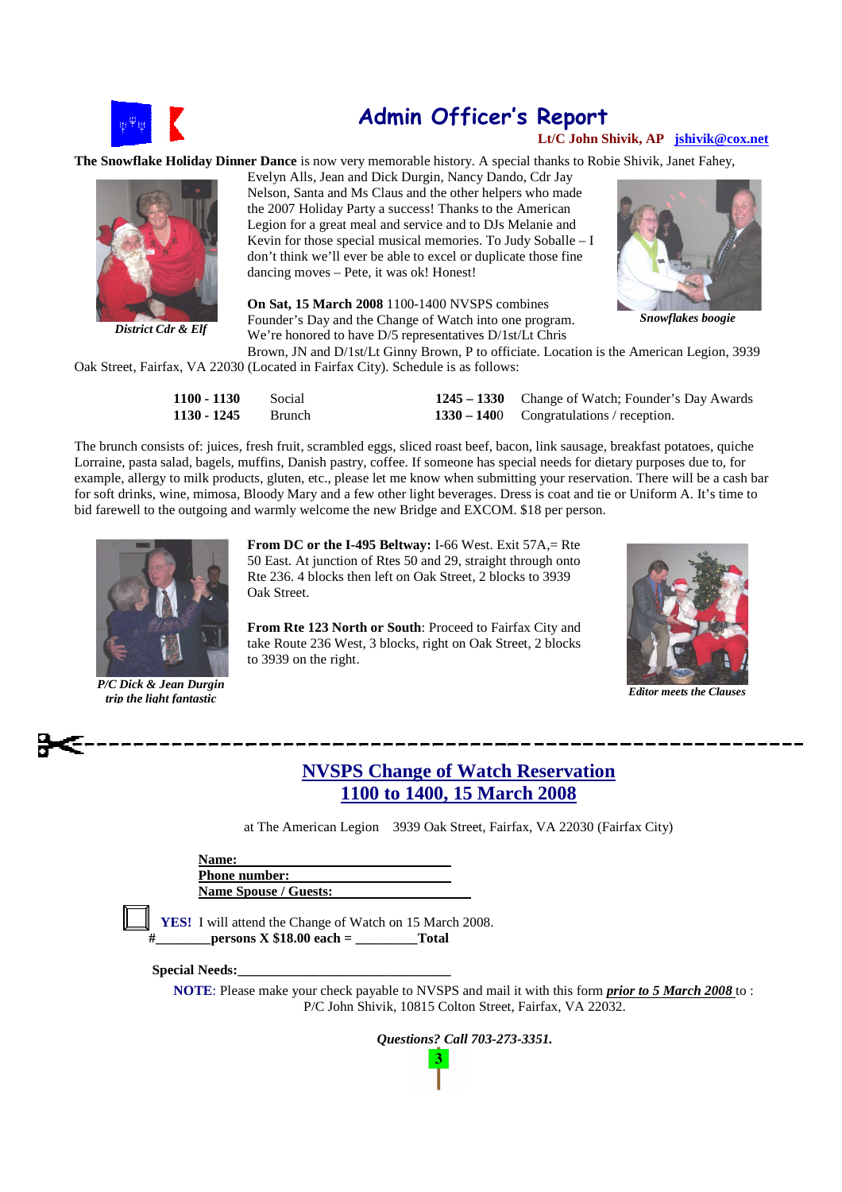# Admin Officer's Report

**Lt/C John Shivik, AP** jshivik@cox.net

**The Snowflake Holiday Dinner Dance** is now very memorable history. A special thanks to Robie Shivik, Janet Fahey, Evelyn Alls, Jean and Dick Durgin, Nancy Dando, Cdr Jay Nelson, Santa and Ms Claus and the other helpers who made the 2007 Holiday Party a success! Thanks to the American Legion for a great meal and service and to DJs Melanie and Kevin for those special musical memories. To Judy Soballe – I don't think we'll ever be able to excel or duplicate those fine dancing moves – Pete, it was ok! Honest!

*District Cdr & Elf*

*Snowflakes boogie*

**On Sat, 15 March 2008** 1100-1400 NVSPS combines Founder's Day and the Change of Watch into one program. We're honored to have D/5 representatives D/1st/Lt Chris Brown, JN and D/1st/Lt Ginny Brown, P to officiate. Location is the American Legion, 3939 Oak Street, Fairfax, VA 22030 (Located in Fairfax City). Schedule is as follows:

| | | | |
|---|---|---|---|
| **1100 - 1130** | Social | **1245 – 1330** | Change of Watch; Founder's Day Awards |
| **1130 - 1245** | Brunch | **1330 – 140**0 | Congratulations / reception. |

The brunch consists of: juices, fresh fruit, scrambled eggs, sliced roast beef, bacon, link sausage, breakfast potatoes, quiche Lorraine, pasta salad, bagels, muffins, Danish pastry, coffee. If someone has special needs for dietary purposes due to, for example, allergy to milk products, gluten, etc., please let me know when submitting your reservation. There will be a cash bar for soft drinks, wine, mimosa, Bloody Mary and a few other light beverages. Dress is coat and tie or Uniform A. It's time to bid farewell to the outgoing and warmly welcome the new Bridge and EXCOM. $18 per person.

**From DC or the I-495 Beltway:** I-66 West. Exit 57A,= Rte 50 East. At junction of Rtes 50 and 29, straight through onto Rte 236. 4 blocks then left on Oak Street, 2 blocks to 3939 Oak Street.

**From Rte 123 North or South**: Proceed to Fairfax City and take Route 236 West, 3 blocks, right on Oak Street, 2 blocks to 3939 on the right.

*P/C Dick & Jean Durgin trip the light fantastic*

*Editor meets the Clauses*

---

## NVSPS Change of Watch Reservation
## 1100 to 1400, 15 March 2008

at The American Legion 3939 Oak Street, Fairfax, VA 22030 (Fairfax City)

**Name:** ______________________

**Phone number:** ______________________

**Name Spouse / Guests:** ______________________

☐ **YES!** I will attend the Change of Watch on 15 March 2008.

**#________persons X $18.00 each = _________Total**

**Special Needs:**______________________________

**NOTE**: Please make your check payable to NVSPS and mail it with this form ***prior to 5 March 2008*** to : P/C John Shivik, 10815 Colton Street, Fairfax, VA 22032.

***Questions? Call 703-273-3351.***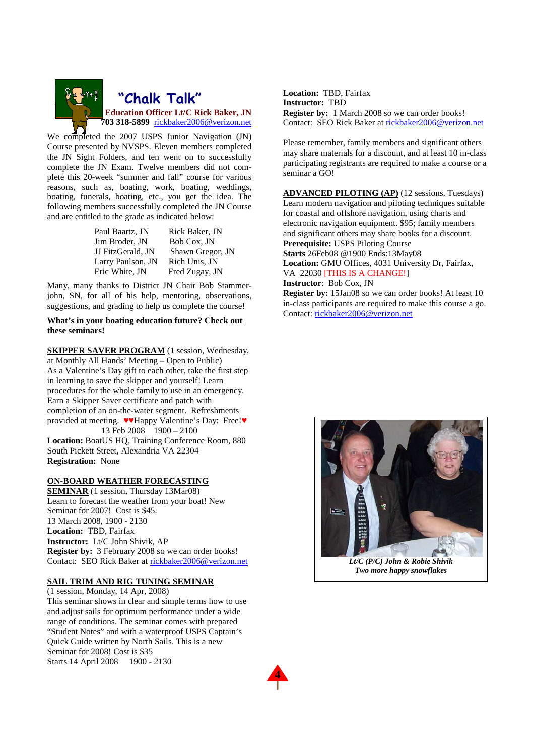## "Chalk Talk"

**Education Officer Lt/C Rick Baker, JN**
**703 318-5899** rickbaker2006@verizon.net

We completed the 2007 USPS Junior Navigation (JN) Course presented by NVSPS. Eleven members completed the JN Sight Folders, and ten went on to successfully complete the JN Exam. Twelve members did not complete this 20-week "summer and fall" course for various reasons, such as, boating, work, boating, weddings, boating, funerals, boating, etc., you get the idea. The following members successfully completed the JN Course and are entitled to the grade as indicated below:

| | |
|---|---|
| Paul Baartz, JN | Rick Baker, JN |
| Jim Broder, JN | Bob Cox, JN |
| JJ FitzGerald, JN | Shawn Gregor, JN |
| Larry Paulson, JN | Rich Unis, JN |
| Eric White, JN | Fred Zugay, JN |

Many, many thanks to District JN Chair Bob Stammerjohn, SN, for all of his help, mentoring, observations, suggestions, and grading to help us complete the course!

**What's in your boating education future? Check out these seminars!**

**SKIPPER SAVER PROGRAM** (1 session, Wednesday, at Monthly All Hands' Meeting – Open to Public)
As a Valentine's Day gift to each other, take the first step in learning to save the skipper and yourself! Learn procedures for the whole family to use in an emergency. Earn a Skipper Saver certificate and patch with completion of an on-the-water segment. Refreshments provided at meeting. ♥♥Happy Valentine's Day: Free!♥
13 Feb 2008 1900 – 2100
**Location:** BoatUS HQ, Training Conference Room, 880 South Pickett Street, Alexandria VA 22304
**Registration:** None

**ON-BOARD WEATHER FORECASTING SEMINAR** (1 session, Thursday 13Mar08)
Learn to forecast the weather from your boat! New Seminar for 2007! Cost is $45.
13 March 2008, 1900 - 2130
**Location:** TBD, Fairfax
**Instructor:** Lt/C John Shivik, AP
**Register by:** 3 February 2008 so we can order books!
Contact: SEO Rick Baker at rickbaker2006@verizon.net

**SAIL TRIM AND RIG TUNING SEMINAR**
(1 session, Monday, 14 Apr, 2008)
This seminar shows in clear and simple terms how to use and adjust sails for optimum performance under a wide range of conditions. The seminar comes with prepared "Student Notes" and with a waterproof USPS Captain's Quick Guide written by North Sails. This is a new Seminar for 2008! Cost is $35
Starts 14 April 2008 1900 - 2130
**Location:** TBD, Fairfax
**Instructor:** TBD
**Register by:** 1 March 2008 so we can order books!
Contact: SEO Rick Baker at rickbaker2006@verizon.net

Please remember, family members and significant others may share materials for a discount, and at least 10 in-class participating registrants are required to make a course or a seminar a GO!

**ADVANCED PILOTING (AP)** (12 sessions, Tuesdays)
Learn modern navigation and piloting techniques suitable for coastal and offshore navigation, using charts and electronic navigation equipment. $95; family members and significant others may share books for a discount.
**Prerequisite:** USPS Piloting Course
**Starts** 26Feb08 @1900 Ends:13May08
**Location:** GMU Offices, 4031 University Dr, Fairfax, VA 22030 [THIS IS A CHANGE!]
**Instructor**: Bob Cox, JN
**Register by:** 15Jan08 so we can order books! At least 10 in-class participants are required to make this course a go.
Contact: rickbaker2006@verizon.net

***Lt/C (P/C) John & Robie Shivik***
***Two more happy snowflakes***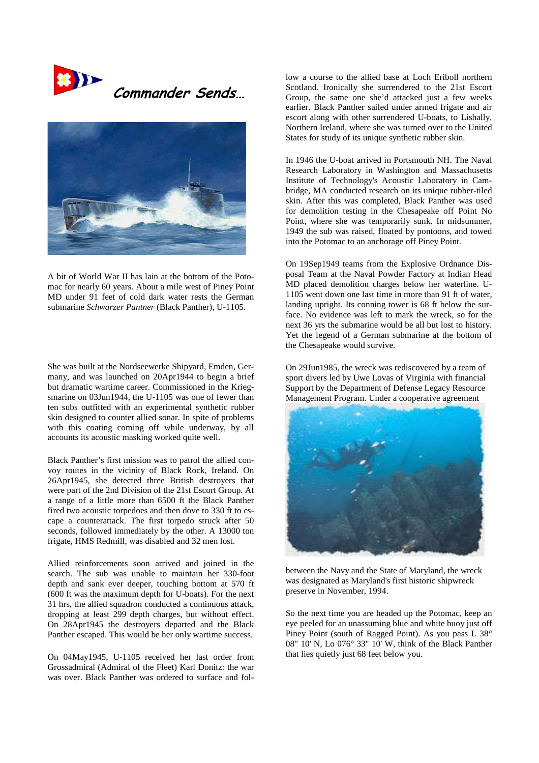## Commander Sends…

A bit of World War II has lain at the bottom of the Potomac for nearly 60 years. About a mile west of Piney Point MD under 91 feet of cold dark water rests the German submarine *Schwarzer Pantner* (Black Panther), U-1105.

She was built at the Nordseewerke Shipyard, Emden, Germany, and was launched on 20Apr1944 to begin a brief but dramatic wartime career. Commissioned in the Kriegsmarine on 03Jun1944, the U-1105 was one of fewer than ten subs outfitted with an experimental synthetic rubber skin designed to counter allied sonar. In spite of problems with this coating coming off while underway, by all accounts its acoustic masking worked quite well.

Black Panther's first mission was to patrol the allied convoy routes in the vicinity of Black Rock, Ireland. On 26Apr1945, she detected three British destroyers that were part of the 2nd Division of the 21st Escort Group. At a range of a little more than 6500 ft the Black Panther fired two acoustic torpedoes and then dove to 330 ft to escape a counterattack. The first torpedo struck after 50 seconds, followed immediately by the other. A 13000 ton frigate, HMS Redmill, was disabled and 32 men lost.

Allied reinforcements soon arrived and joined in the search. The sub was unable to maintain her 330-foot depth and sank ever deeper, touching bottom at 570 ft (600 ft was the maximum depth for U-boats). For the next 31 hrs, the allied squadron conducted a continuous attack, dropping at least 299 depth charges, but without effect. On 28Apr1945 the destroyers departed and the Black Panther escaped. This would be her only wartime success.

On 04May1945, U-1105 received her last order from Grossadmiral (Admiral of the Fleet) Karl Donitz: the war was over. Black Panther was ordered to surface and follow a course to the allied base at Loch Eriboll northern Scotland. Ironically she surrendered to the 21st Escort Group, the same one she'd attacked just a few weeks earlier. Black Panther sailed under armed frigate and air escort along with other surrendered U-boats, to Lishally, Northern Ireland, where she was turned over to the United States for study of its unique synthetic rubber skin.

In 1946 the U-boat arrived in Portsmouth NH. The Naval Research Laboratory in Washington and Massachusetts Institute of Technology's Acoustic Laboratory in Cambridge, MA conducted research on its unique rubber-tiled skin. After this was completed, Black Panther was used for demolition testing in the Chesapeake off Point No Point, where she was temporarily sunk. In midsummer, 1949 the sub was raised, floated by pontoons, and towed into the Potomac to an anchorage off Piney Point.

On 19Sep1949 teams from the Explosive Ordnance Disposal Team at the Naval Powder Factory at Indian Head MD placed demolition charges below her waterline. U-1105 went down one last time in more than 91 ft of water, landing upright. Its conning tower is 68 ft below the surface. No evidence was left to mark the wreck, so for the next 36 yrs the submarine would be all but lost to history. Yet the legend of a German submarine at the bottom of the Chesapeake would survive.

On 29Jun1985, the wreck was rediscovered by a team of sport divers led by Uwe Lovas of Virginia with financial Support by the Department of Defense Legacy Resource Management Program. Under a cooperative agreement between the Navy and the State of Maryland, the wreck was designated as Maryland's first historic shipwreck preserve in November, 1994.

So the next time you are headed up the Potomac, keep an eye peeled for an unassuming blue and white buoy just off Piney Point (south of Ragged Point). As you pass L 38° 08" 10' N, Lo 076° 33" 10' W, think of the Black Panther that lies quietly just 68 feet below you.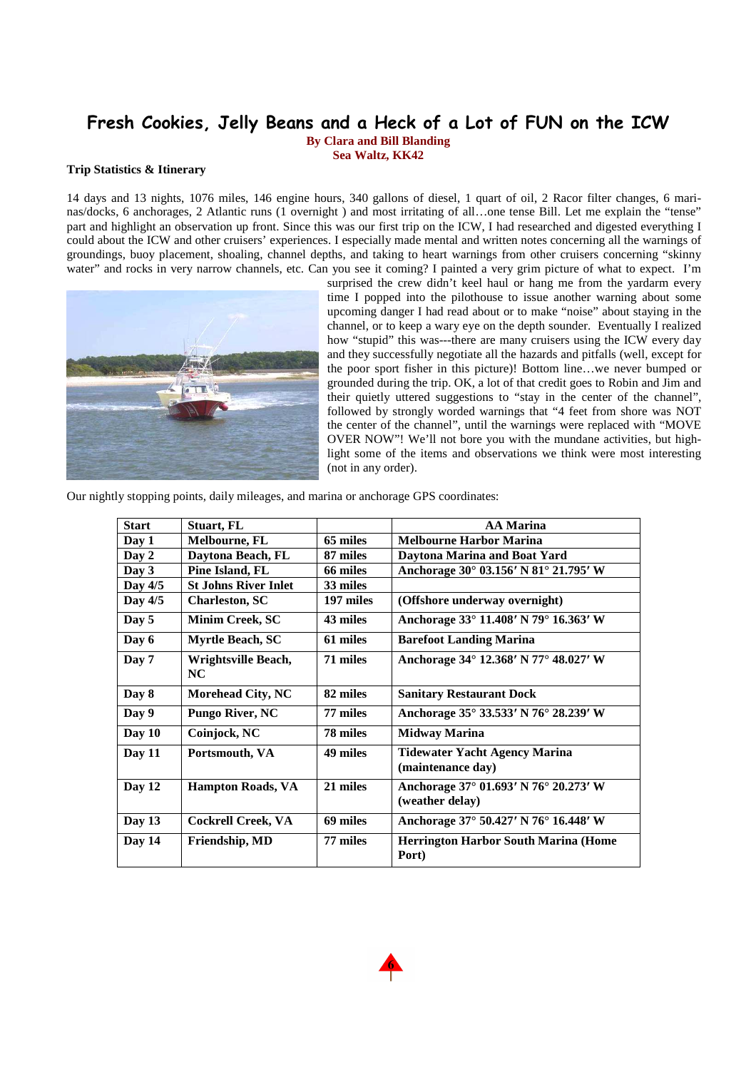# Fresh Cookies, Jelly Beans and a Heck of a Lot of FUN on the ICW

**By Clara and Bill Blanding**
**Sea Waltz, KK42**

**Trip Statistics & Itinerary**

14 days and 13 nights, 1076 miles, 146 engine hours, 340 gallons of diesel, 1 quart of oil, 2 Racor filter changes, 6 marinas/docks, 6 anchorages, 2 Atlantic runs (1 overnight ) and most irritating of all…one tense Bill. Let me explain the "tense" part and highlight an observation up front. Since this was our first trip on the ICW, I had researched and digested everything I could about the ICW and other cruisers' experiences. I especially made mental and written notes concerning all the warnings of groundings, buoy placement, shoaling, channel depths, and taking to heart warnings from other cruisers concerning "skinny water" and rocks in very narrow channels, etc. Can you see it coming? I painted a very grim picture of what to expect. I'm surprised the crew didn't keel haul or hang me from the yardarm every time I popped into the pilothouse to issue another warning about some upcoming danger I had read about or to make "noise" about staying in the channel, or to keep a wary eye on the depth sounder. Eventually I realized how "stupid" this was---there are many cruisers using the ICW every day and they successfully negotiate all the hazards and pitfalls (well, except for the poor sport fisher in this picture)! Bottom line…we never bumped or grounded during the trip. OK, a lot of that credit goes to Robin and Jim and their quietly uttered suggestions to "stay in the center of the channel", followed by strongly worded warnings that "4 feet from shore was NOT the center of the channel", until the warnings were replaced with "MOVE OVER NOW"! We'll not bore you with the mundane activities, but highlight some of the items and observations we think were most interesting (not in any order).

Our nightly stopping points, daily mileages, and marina or anchorage GPS coordinates:

| Start | Stuart, FL | | AA Marina |
|---|---|---|---|
| Day 1 | Melbourne, FL | 65 miles | Melbourne Harbor Marina |
| Day 2 | Daytona Beach, FL | 87 miles | Daytona Marina and Boat Yard |
| Day 3 | Pine Island, FL | 66 miles | Anchorage 30° 03.156′ N 81° 21.795′ W |
| Day 4/5 | St Johns River Inlet | 33 miles | |
| Day 4/5 | Charleston, SC | 197 miles | (Offshore underway overnight) |
| Day 5 | Minim Creek, SC | 43 miles | Anchorage 33° 11.408′ N 79° 16.363′ W |
| Day 6 | Myrtle Beach, SC | 61 miles | Barefoot Landing Marina |
| Day 7 | Wrightsville Beach, NC | 71 miles | Anchorage 34° 12.368′ N 77° 48.027′ W |
| Day 8 | Morehead City, NC | 82 miles | Sanitary Restaurant Dock |
| Day 9 | Pungo River, NC | 77 miles | Anchorage 35° 33.533′ N 76° 28.239′ W |
| Day 10 | Coinjock, NC | 78 miles | Midway Marina |
| Day 11 | Portsmouth, VA | 49 miles | Tidewater Yacht Agency Marina (maintenance day) |
| Day 12 | Hampton Roads, VA | 21 miles | Anchorage 37° 01.693′ N 76° 20.273′ W (weather delay) |
| Day 13 | Cockrell Creek, VA | 69 miles | Anchorage 37° 50.427′ N 76° 16.448′ W |
| Day 14 | Friendship, MD | 77 miles | Herrington Harbor South Marina (Home Port) |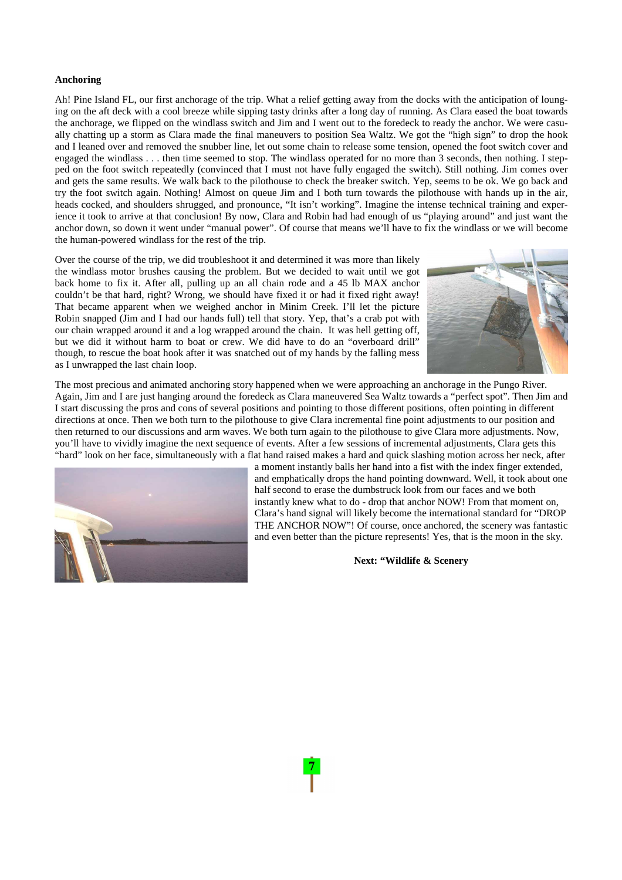**Anchoring**

Ah! Pine Island FL, our first anchorage of the trip. What a relief getting away from the docks with the anticipation of lounging on the aft deck with a cool breeze while sipping tasty drinks after a long day of running. As Clara eased the boat towards the anchorage, we flipped on the windlass switch and Jim and I went out to the foredeck to ready the anchor. We were casually chatting up a storm as Clara made the final maneuvers to position Sea Waltz. We got the "high sign" to drop the hook and I leaned over and removed the snubber line, let out some chain to release some tension, opened the foot switch cover and engaged the windlass . . . then time seemed to stop. The windlass operated for no more than 3 seconds, then nothing. I stepped on the foot switch repeatedly (convinced that I must not have fully engaged the switch). Still nothing. Jim comes over and gets the same results. We walk back to the pilothouse to check the breaker switch. Yep, seems to be ok. We go back and try the foot switch again. Nothing! Almost on queue Jim and I both turn towards the pilothouse with hands up in the air, heads cocked, and shoulders shrugged, and pronounce, "It isn't working". Imagine the intense technical training and experience it took to arrive at that conclusion! By now, Clara and Robin had had enough of us "playing around" and just want the anchor down, so down it went under "manual power". Of course that means we'll have to fix the windlass or we will become the human-powered windlass for the rest of the trip.

Over the course of the trip, we did troubleshoot it and determined it was more than likely the windlass motor brushes causing the problem. But we decided to wait until we got back home to fix it. After all, pulling up an all chain rode and a 45 lb MAX anchor couldn't be that hard, right? Wrong, we should have fixed it or had it fixed right away! That became apparent when we weighed anchor in Minim Creek. I'll let the picture Robin snapped (Jim and I had our hands full) tell that story. Yep, that's a crab pot with our chain wrapped around it and a log wrapped around the chain. It was hell getting off, but we did it without harm to boat or crew. We did have to do an "overboard drill" though, to rescue the boat hook after it was snatched out of my hands by the falling mess as I unwrapped the last chain loop.

The most precious and animated anchoring story happened when we were approaching an anchorage in the Pungo River. Again, Jim and I are just hanging around the foredeck as Clara maneuvered Sea Waltz towards a "perfect spot". Then Jim and I start discussing the pros and cons of several positions and pointing to those different positions, often pointing in different directions at once. Then we both turn to the pilothouse to give Clara incremental fine point adjustments to our position and then returned to our discussions and arm waves. We both turn again to the pilothouse to give Clara more adjustments. Now, you'll have to vividly imagine the next sequence of events. After a few sessions of incremental adjustments, Clara gets this "hard" look on her face, simultaneously with a flat hand raised makes a hard and quick slashing motion across her neck, after a moment instantly balls her hand into a fist with the index finger extended, and emphatically drops the hand pointing downward. Well, it took about one half second to erase the dumbstruck look from our faces and we both instantly knew what to do - drop that anchor NOW! From that moment on, Clara's hand signal will likely become the international standard for "DROP THE ANCHOR NOW"! Of course, once anchored, the scenery was fantastic and even better than the picture represents! Yes, that is the moon in the sky.

**Next: "Wildlife & Scenery**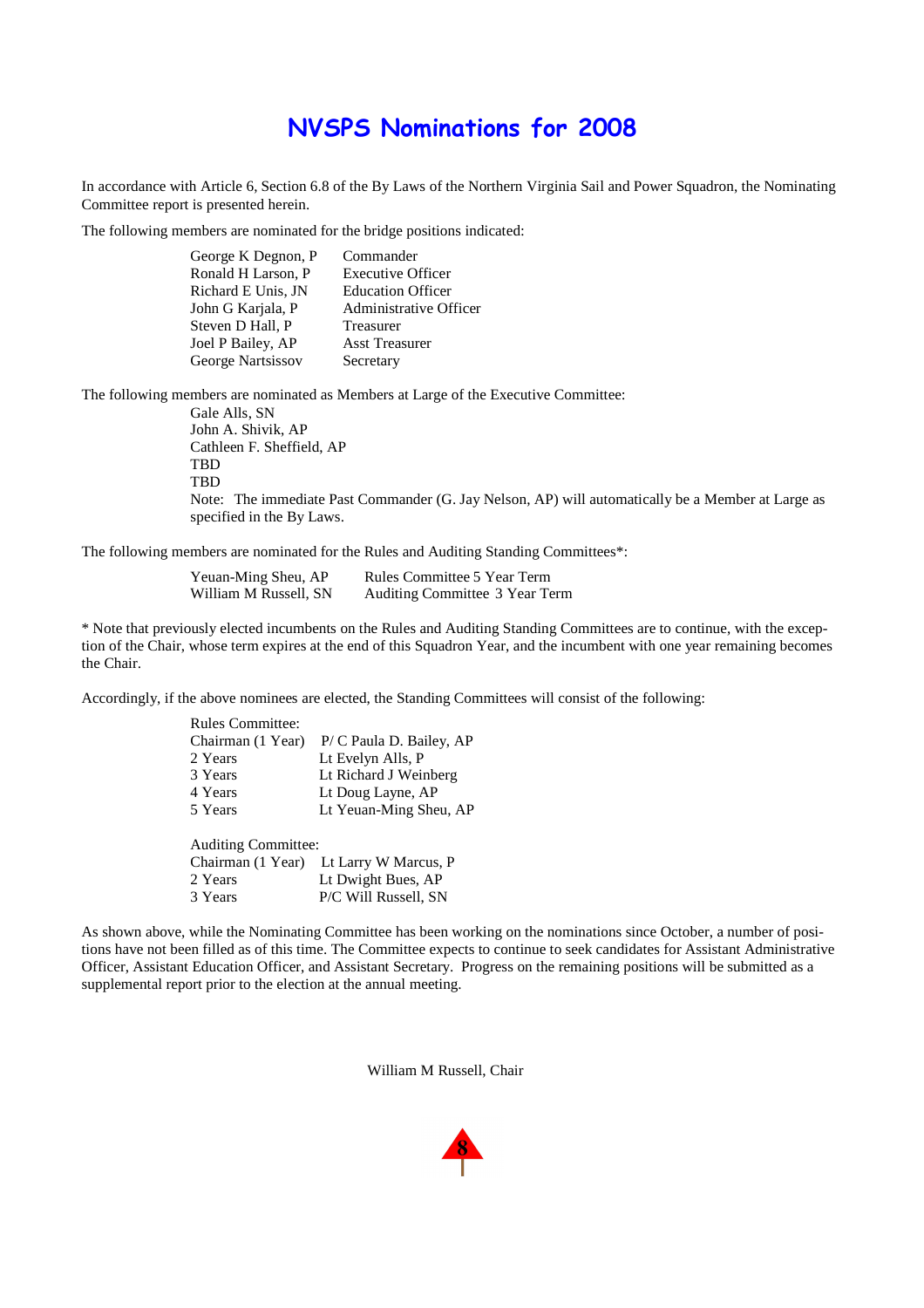# NVSPS Nominations for 2008

In accordance with Article 6, Section 6.8 of the By Laws of the Northern Virginia Sail and Power Squadron, the Nominating Committee report is presented herein.

The following members are nominated for the bridge positions indicated:

| | |
|---|---|
| George K Degnon, P | Commander |
| Ronald H Larson, P | Executive Officer |
| Richard E Unis, JN | Education Officer |
| John G Karjala, P | Administrative Officer |
| Steven D Hall, P | Treasurer |
| Joel P Bailey, AP | Asst Treasurer |
| George Nartsissov | Secretary |

The following members are nominated as Members at Large of the Executive Committee:

Gale Alls, SN
John A. Shivik, AP
Cathleen F. Sheffield, AP
TBD
TBD

Note: The immediate Past Commander (G. Jay Nelson, AP) will automatically be a Member at Large as specified in the By Laws.

The following members are nominated for the Rules and Auditing Standing Committees*:

| | |
|---|---|
| Yeuan-Ming Sheu, AP | Rules Committee 5 Year Term |
| William M Russell, SN | Auditing Committee 3 Year Term |

* Note that previously elected incumbents on the Rules and Auditing Standing Committees are to continue, with the exception of the Chair, whose term expires at the end of this Squadron Year, and the incumbent with one year remaining becomes the Chair.

Accordingly, if the above nominees are elected, the Standing Committees will consist of the following:

Rules Committee:

| | |
|---|---|
| Chairman (1 Year) | P/ C Paula D. Bailey, AP |
| 2 Years | Lt Evelyn Alls, P |
| 3 Years | Lt Richard J Weinberg |
| 4 Years | Lt Doug Layne, AP |
| 5 Years | Lt Yeuan-Ming Sheu, AP |

Auditing Committee:

| | |
|---|---|
| Chairman (1 Year) | Lt Larry W Marcus, P |
| 2 Years | Lt Dwight Bues, AP |
| 3 Years | P/C Will Russell, SN |

As shown above, while the Nominating Committee has been working on the nominations since October, a number of positions have not been filled as of this time. The Committee expects to continue to seek candidates for Assistant Administrative Officer, Assistant Education Officer, and Assistant Secretary. Progress on the remaining positions will be submitted as a supplemental report prior to the election at the annual meeting.

William M Russell, Chair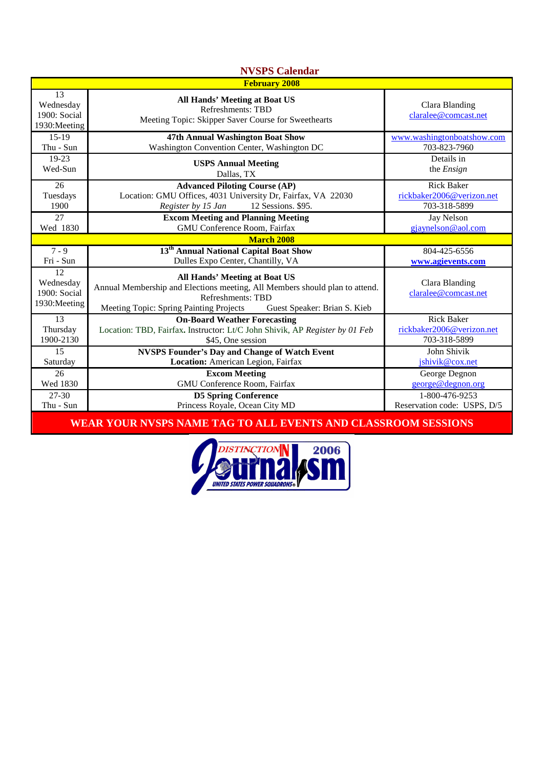# NVSPS Calendar

| February 2008 | | |
|---|---|---|
| 13<br>Wednesday<br>1900: Social<br>1930:Meeting | **All Hands' Meeting at Boat US**<br>Refreshments: TBD<br>Meeting Topic: Skipper Saver Course for Sweethearts | Clara Blanding<br>claralee@comcast.net |
| 15-19<br>Thu - Sun | **47th Annual Washington Boat Show**<br>Washington Convention Center, Washington DC | www.washingtonboatshow.com<br>703-823-7960 |
| 19-23<br>Wed-Sun | **USPS Annual Meeting**<br>Dallas, TX | Details in<br>the *Ensign* |
| 26<br>Tuesdays<br>1900 | **Advanced Piloting Course (AP)**<br>Location: GMU Offices, 4031 University Dr, Fairfax, VA 22030<br>*Register by 15 Jan* 12 Sessions. $95. | Rick Baker<br>rickbaker2006@verizon.net<br>703-318-5899 |
| 27<br>Wed 1830 | **Excom Meeting and Planning Meeting**<br>GMU Conference Room, Fairfax | Jay Nelson<br>gjaynelson@aol.com |
| **March 2008** | | |
| 7 - 9<br>Fri - Sun | **13th Annual National Capital Boat Show**<br>Dulles Expo Center, Chantilly, VA | 804-425-6556<br>**www.agievents.com** |
| 12<br>Wednesday<br>1900: Social<br>1930:Meeting | **All Hands' Meeting at Boat US**<br>Annual Membership and Elections meeting, All Members should plan to attend.<br>Refreshments: TBD<br>Meeting Topic: Spring Painting Projects Guest Speaker: Brian S. Kieb | Clara Blanding<br>claralee@comcast.net |
| 13<br>Thursday<br>1900-2130 | **On-Board Weather Forecasting**<br>Location: TBD, Fairfax. Instructor: Lt/C John Shivik, AP *Register by 01 Feb*<br>$45, One session | Rick Baker<br>rickbaker2006@verizon.net<br>703-318-5899 |
| 15<br>Saturday | **NVSPS Founder's Day and Change of Watch Event**<br>**Location:** American Legion, Fairfax | John Shivik<br>jshivik@cox.net |
| 26<br>Wed 1830 | **Excom Meeting**<br>GMU Conference Room, Fairfax | George Degnon<br>george@degnon.org |
| 27-30<br>Thu - Sun | **D5 Spring Conference**<br>Princess Royale, Ocean City MD | 1-800-476-9253<br>Reservation code: USPS, D/5 |

**WEAR YOUR NVSPS NAME TAG TO ALL EVENTS AND CLASSROOM SESSIONS**

DISTINCTION IN Journalism 2006 — UNITED STATES POWER SQUADRONS®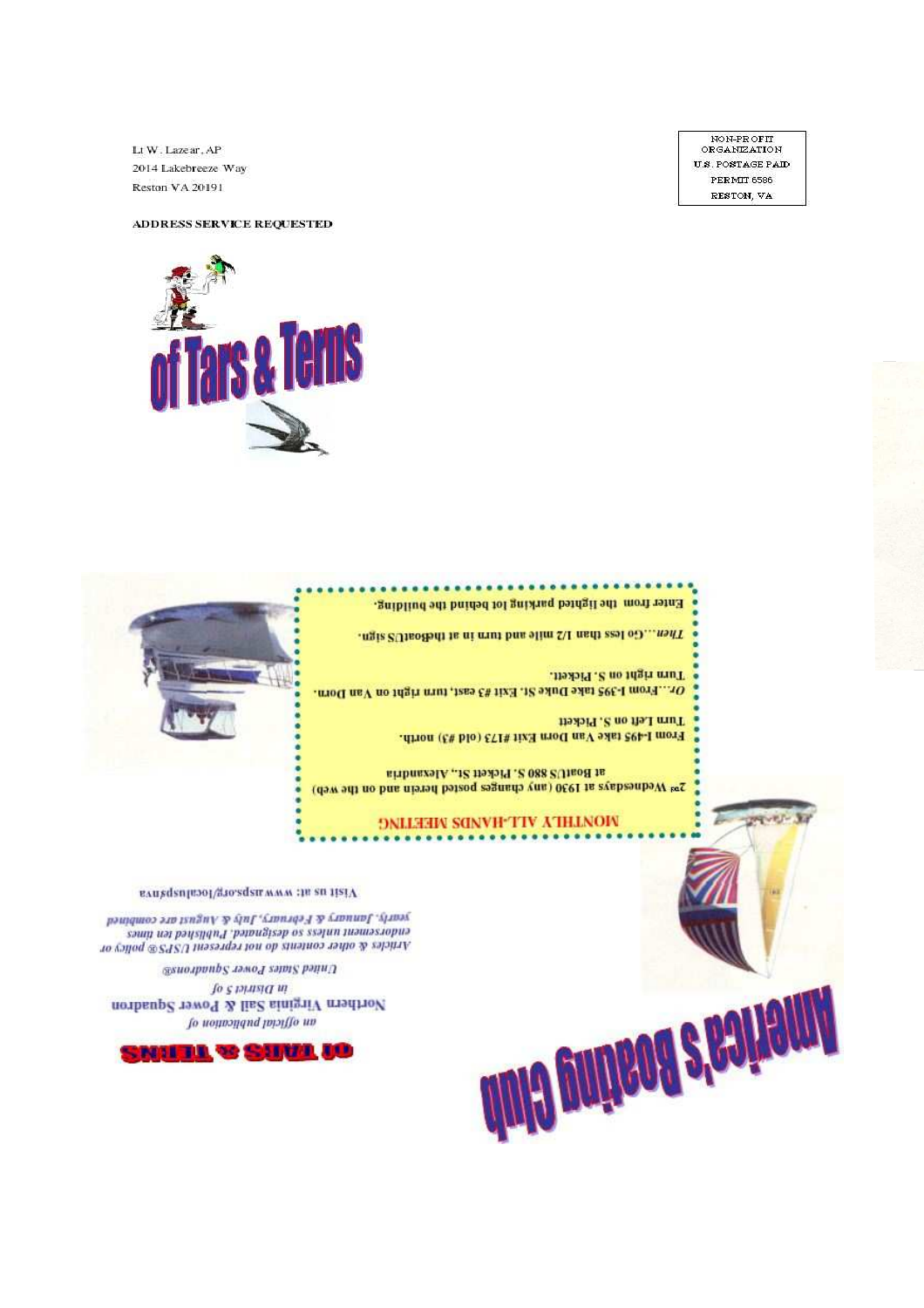Lt W. Lazear, AP
2014 Lakebreeze Way
Reston VA 20191

NON-PROFIT ORGANIZATION
U.S. POSTAGE PAID
PERMIT 6586
RESTON, VA

**ADDRESS SERVICE REQUESTED**

# of Tars & Terns

## MONTHLY ALL-HANDS MEETING

2nd Wednesdays at 1930 (any changes posted herein and on the web)
at BoatUS 880 S. Pickett St., Alexandria

From I-495 take Van Dorn Exit #173 (old #3) north.
Turn Left on S. Pickett

*Or*...From I-395 take Duke St. Exit #3 east, turn right on Van Dorn.
Turn right on S. Pickett.

*Then*...Go less than 1/2 mile and turn in at theBoatUS sign.

Enter from the lighted parking lot behind the building.

**of TARS & TERNS**

*an official publication of*
Northern Virginia Sail & Power Squadron
*in District 5 of*
*United States Power Squadrons®*

*Articles & other contents do not represent USPS® policy or endorsement unless so designated. Published ten times yearly. January & February, July & August are combined*

Visit us at: www.usps.org/localusps/nva

# America's Boating Club